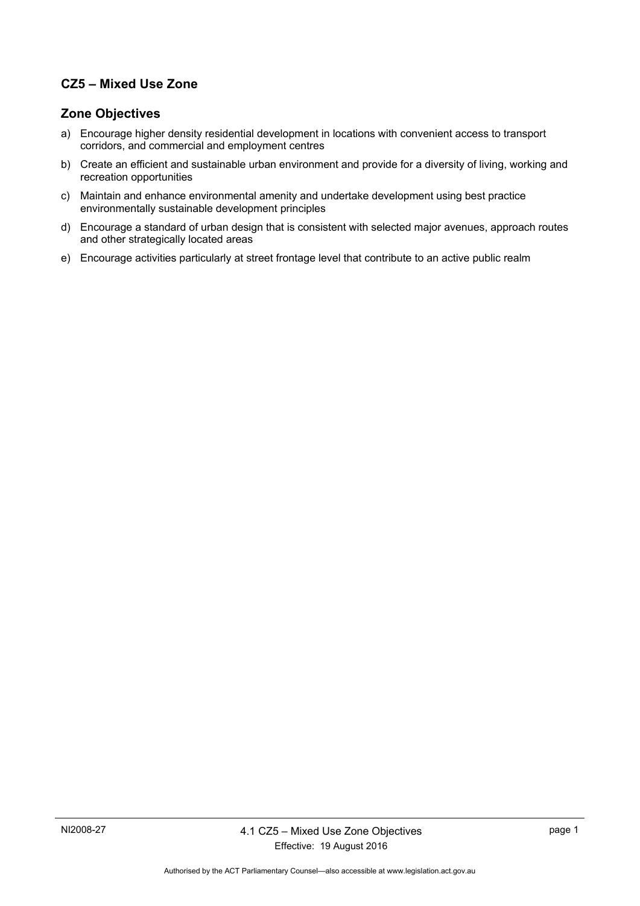## CZ5 – Mixed Use Zone

## Zone Objectives

a) Encourage higher density residential development in locations with convenient access to transport corridors, and commercial and employment centres

b) Create an efficient and sustainable urban environment and provide for a diversity of living, working and recreation opportunities

c) Maintain and enhance environmental amenity and undertake development using best practice environmentally sustainable development principles

d) Encourage a standard of urban design that is consistent with selected major avenues, approach routes and other strategically located areas

e) Encourage activities particularly at street frontage level that contribute to an active public realm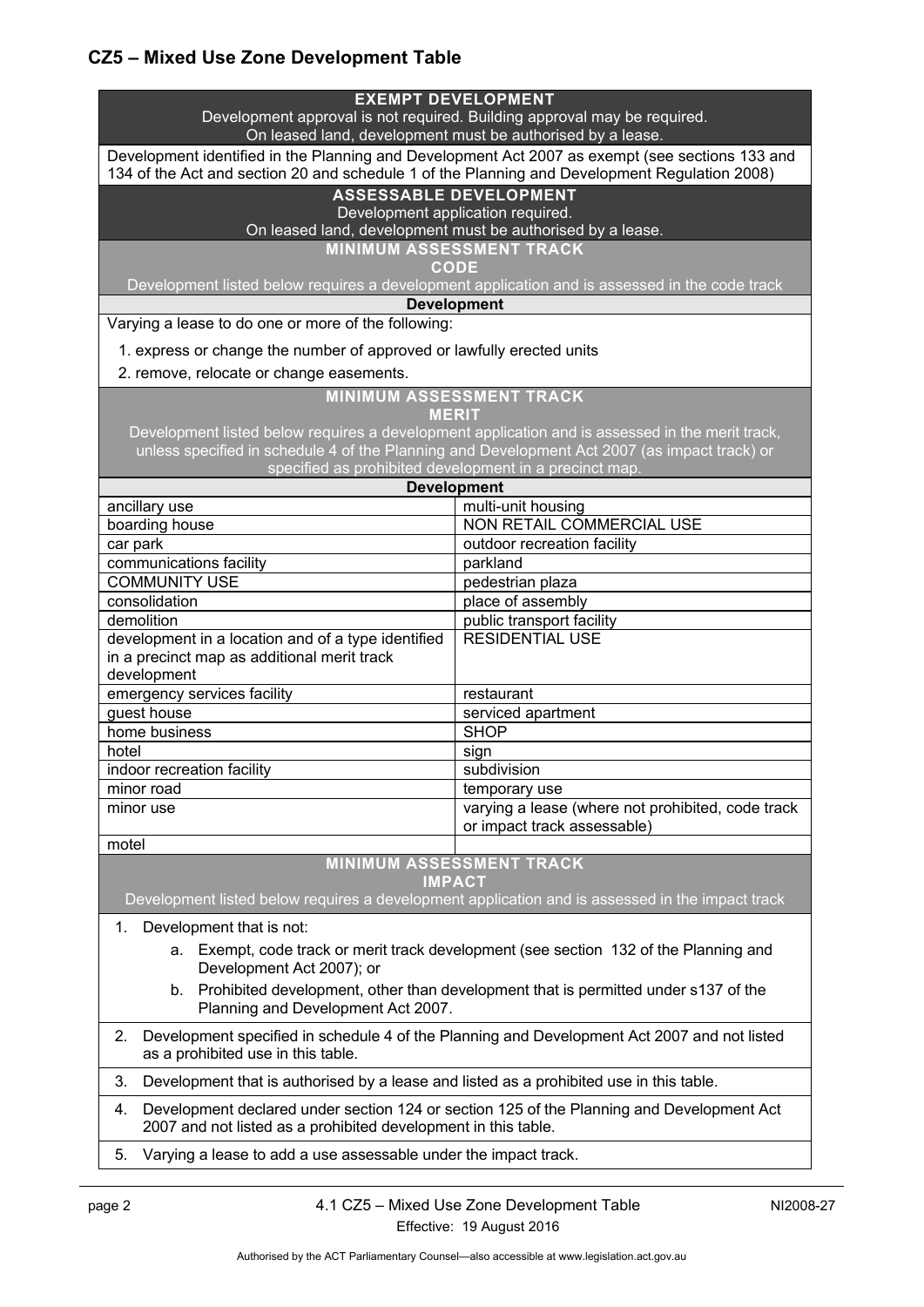## CZ5 – Mixed Use Zone Development Table

**EXEMPT DEVELOPMENT**
Development approval is not required. Building approval may be required.
On leased land, development must be authorised by a lease.

Development identified in the Planning and Development Act 2007 as exempt (see sections 133 and 134 of the Act and section 20 and schedule 1 of the Planning and Development Regulation 2008)

**ASSESSABLE DEVELOPMENT**
Development application required.
On leased land, development must be authorised by a lease.

**MINIMUM ASSESSMENT TRACK**
**CODE**
Development listed below requires a development application and is assessed in the code track

**Development**

Varying a lease to do one or more of the following:

1. express or change the number of approved or lawfully erected units
2. remove, relocate or change easements.

**MINIMUM ASSESSMENT TRACK**
**MERIT**
Development listed below requires a development application and is assessed in the merit track, unless specified in schedule 4 of the Planning and Development Act 2007 (as impact track) or specified as prohibited development in a precinct map.

| Development | |
|---|---|
| ancillary use | multi-unit housing |
| boarding house | NON RETAIL COMMERCIAL USE |
| car park | outdoor recreation facility |
| communications facility | parkland |
| COMMUNITY USE | pedestrian plaza |
| consolidation | place of assembly |
| demolition | public transport facility |
| development in a location and of a type identified in a precinct map as additional merit track development | RESIDENTIAL USE |
| emergency services facility | restaurant |
| guest house | serviced apartment |
| home business | SHOP |
| hotel | sign |
| indoor recreation facility | subdivision |
| minor road | temporary use |
| minor use | varying a lease (where not prohibited, code track or impact track assessable) |
| motel | |

**MINIMUM ASSESSMENT TRACK**
**IMPACT**
Development listed below requires a development application and is assessed in the impact track

1. Development that is not:
   a. Exempt, code track or merit track development (see section 132 of the Planning and Development Act 2007); or
   b. Prohibited development, other than development that is permitted under s137 of the Planning and Development Act 2007.
2. Development specified in schedule 4 of the Planning and Development Act 2007 and not listed as a prohibited use in this table.
3. Development that is authorised by a lease and listed as a prohibited use in this table.
4. Development declared under section 124 or section 125 of the Planning and Development Act 2007 and not listed as a prohibited development in this table.
5. Varying a lease to add a use assessable under the impact track.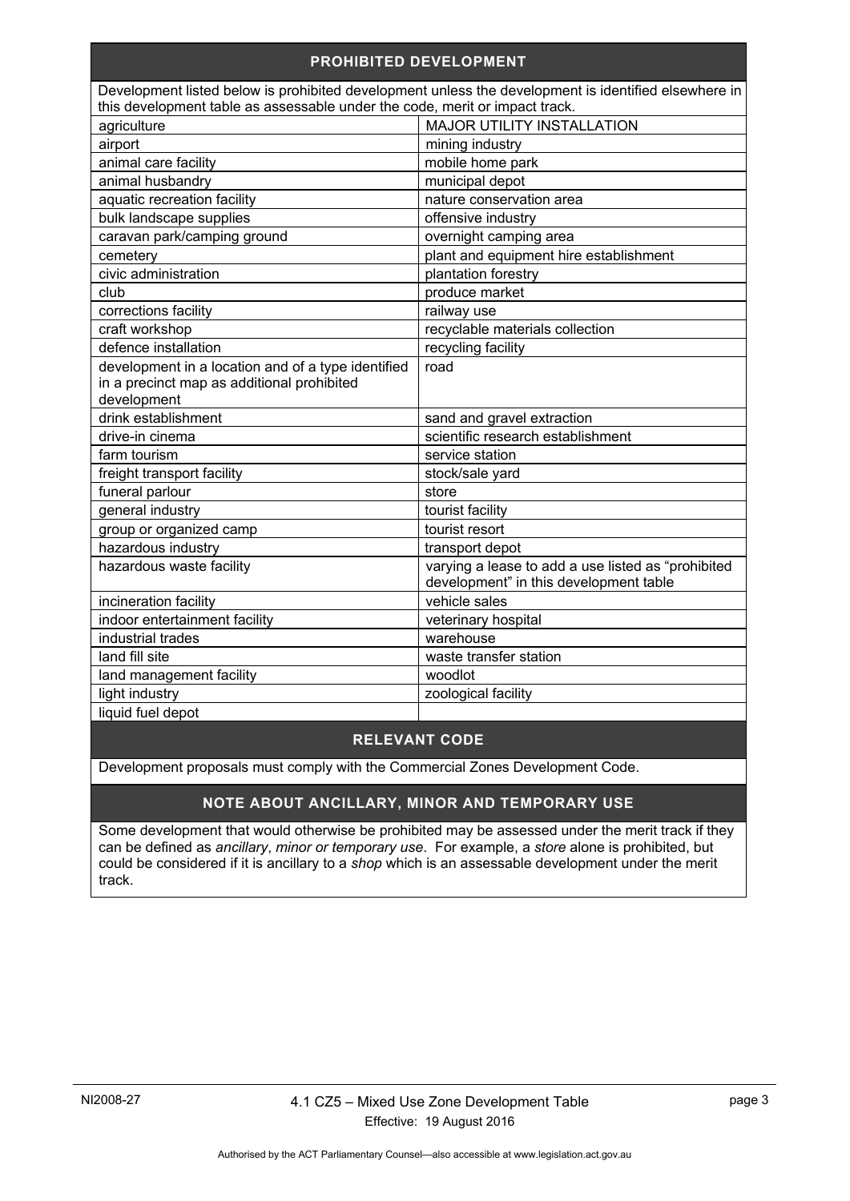## PROHIBITED DEVELOPMENT

Development listed below is prohibited development unless the development is identified elsewhere in this development table as assessable under the code, merit or impact track.

| | |
|---|---|
| agriculture | MAJOR UTILITY INSTALLATION |
| airport | mining industry |
| animal care facility | mobile home park |
| animal husbandry | municipal depot |
| aquatic recreation facility | nature conservation area |
| bulk landscape supplies | offensive industry |
| caravan park/camping ground | overnight camping area |
| cemetery | plant and equipment hire establishment |
| civic administration | plantation forestry |
| club | produce market |
| corrections facility | railway use |
| craft workshop | recyclable materials collection |
| defence installation | recycling facility |
| development in a location and of a type identified in a precinct map as additional prohibited development | road |
| drink establishment | sand and gravel extraction |
| drive-in cinema | scientific research establishment |
| farm tourism | service station |
| freight transport facility | stock/sale yard |
| funeral parlour | store |
| general industry | tourist facility |
| group or organized camp | tourist resort |
| hazardous industry | transport depot |
| hazardous waste facility | varying a lease to add a use listed as "prohibited development" in this development table |
| incineration facility | vehicle sales |
| indoor entertainment facility | veterinary hospital |
| industrial trades | warehouse |
| land fill site | waste transfer station |
| land management facility | woodlot |
| light industry | zoological facility |
| liquid fuel depot | |

## RELEVANT CODE

Development proposals must comply with the Commercial Zones Development Code.

## NOTE ABOUT ANCILLARY, MINOR AND TEMPORARY USE

Some development that would otherwise be prohibited may be assessed under the merit track if they can be defined as *ancillary*, *minor or temporary use*. For example, a *store* alone is prohibited, but could be considered if it is ancillary to a *shop* which is an assessable development under the merit track.